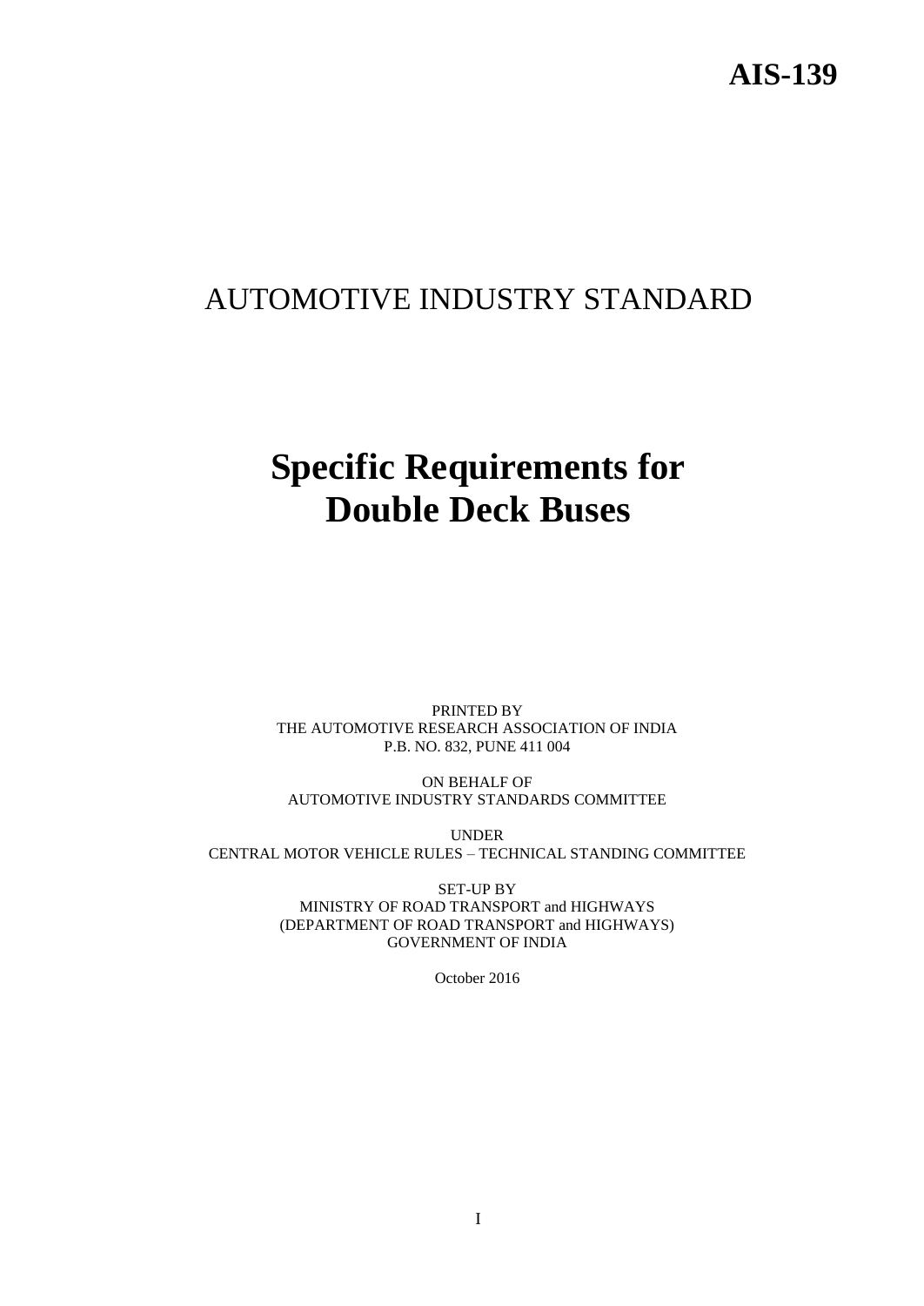**AIS-139**

# AUTOMOTIVE INDUSTRY STANDARD

# Specific Requirements for Double Deck Buses

PRINTED BY
THE AUTOMOTIVE RESEARCH ASSOCIATION OF INDIA
P.B. NO. 832, PUNE 411 004

ON BEHALF OF
AUTOMOTIVE INDUSTRY STANDARDS COMMITTEE

UNDER
CENTRAL MOTOR VEHICLE RULES – TECHNICAL STANDING COMMITTEE

SET-UP BY
MINISTRY OF ROAD TRANSPORT and HIGHWAYS
(DEPARTMENT OF ROAD TRANSPORT and HIGHWAYS)
GOVERNMENT OF INDIA

October 2016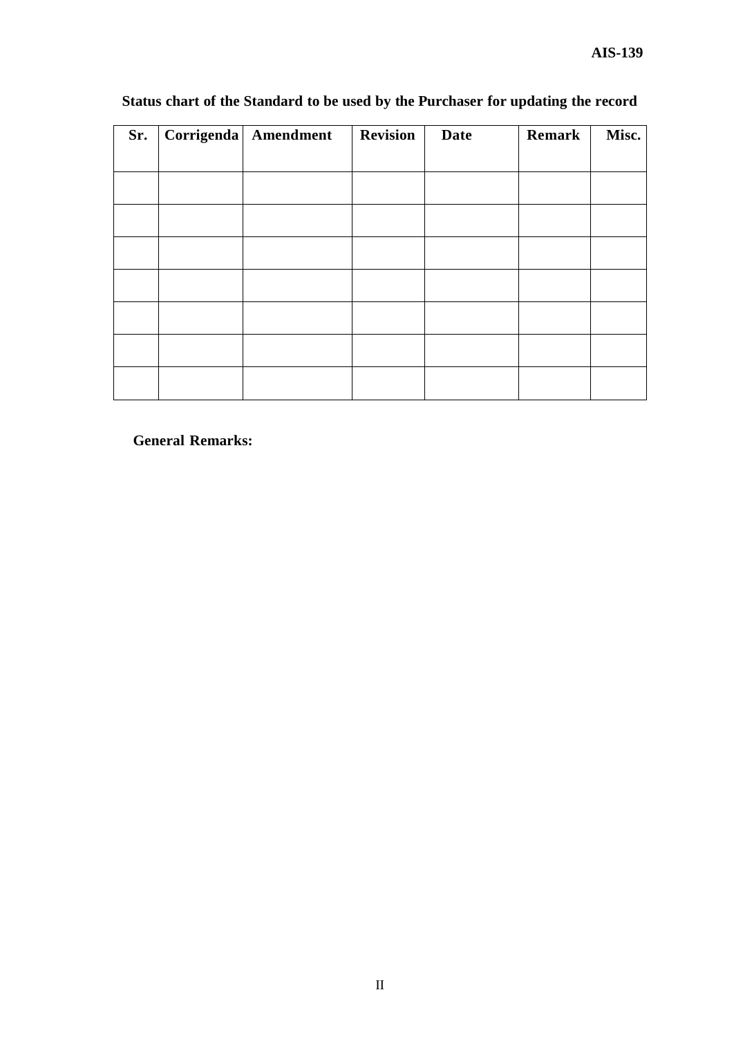**Status chart of the Standard to be used by the Purchaser for updating the record**

| Sr. | Corrigenda | Amendment | Revision | Date | Remark | Misc. |
|---|---|---|---|---|---|---|
| | | | | | | |
| | | | | | | |
| | | | | | | |
| | | | | | | |
| | | | | | | |
| | | | | | | |
| | | | | | | |

**General Remarks:**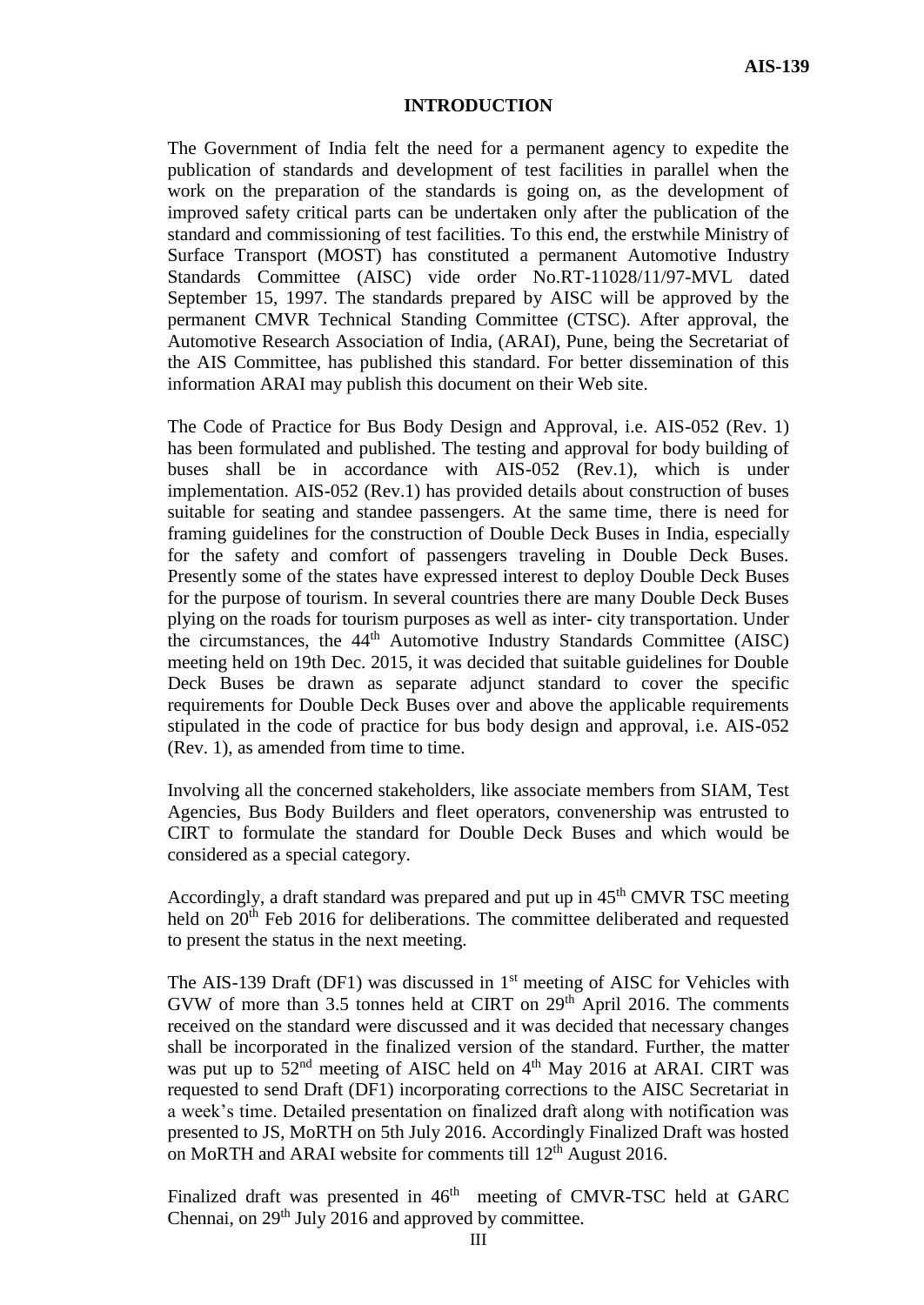## INTRODUCTION

The Government of India felt the need for a permanent agency to expedite the publication of standards and development of test facilities in parallel when the work on the preparation of the standards is going on, as the development of improved safety critical parts can be undertaken only after the publication of the standard and commissioning of test facilities. To this end, the erstwhile Ministry of Surface Transport (MOST) has constituted a permanent Automotive Industry Standards Committee (AISC) vide order No.RT-11028/11/97-MVL dated September 15, 1997. The standards prepared by AISC will be approved by the permanent CMVR Technical Standing Committee (CTSC). After approval, the Automotive Research Association of India, (ARAI), Pune, being the Secretariat of the AIS Committee, has published this standard. For better dissemination of this information ARAI may publish this document on their Web site.

The Code of Practice for Bus Body Design and Approval, i.e. AIS-052 (Rev. 1) has been formulated and published. The testing and approval for body building of buses shall be in accordance with AIS-052 (Rev.1), which is under implementation. AIS-052 (Rev.1) has provided details about construction of buses suitable for seating and standee passengers. At the same time, there is need for framing guidelines for the construction of Double Deck Buses in India, especially for the safety and comfort of passengers traveling in Double Deck Buses. Presently some of the states have expressed interest to deploy Double Deck Buses for the purpose of tourism. In several countries there are many Double Deck Buses plying on the roads for tourism purposes as well as inter- city transportation. Under the circumstances, the 44th Automotive Industry Standards Committee (AISC) meeting held on 19th Dec. 2015, it was decided that suitable guidelines for Double Deck Buses be drawn as separate adjunct standard to cover the specific requirements for Double Deck Buses over and above the applicable requirements stipulated in the code of practice for bus body design and approval, i.e. AIS-052 (Rev. 1), as amended from time to time.

Involving all the concerned stakeholders, like associate members from SIAM, Test Agencies, Bus Body Builders and fleet operators, convenership was entrusted to CIRT to formulate the standard for Double Deck Buses and which would be considered as a special category.

Accordingly, a draft standard was prepared and put up in 45th CMVR TSC meeting held on 20th Feb 2016 for deliberations. The committee deliberated and requested to present the status in the next meeting.

The AIS-139 Draft (DF1) was discussed in 1st meeting of AISC for Vehicles with GVW of more than 3.5 tonnes held at CIRT on 29th April 2016. The comments received on the standard were discussed and it was decided that necessary changes shall be incorporated in the finalized version of the standard. Further, the matter was put up to 52nd meeting of AISC held on 4th May 2016 at ARAI. CIRT was requested to send Draft (DF1) incorporating corrections to the AISC Secretariat in a week's time. Detailed presentation on finalized draft along with notification was presented to JS, MoRTH on 5th July 2016. Accordingly Finalized Draft was hosted on MoRTH and ARAI website for comments till 12th August 2016.

Finalized draft was presented in 46th meeting of CMVR-TSC held at GARC Chennai, on 29th July 2016 and approved by committee.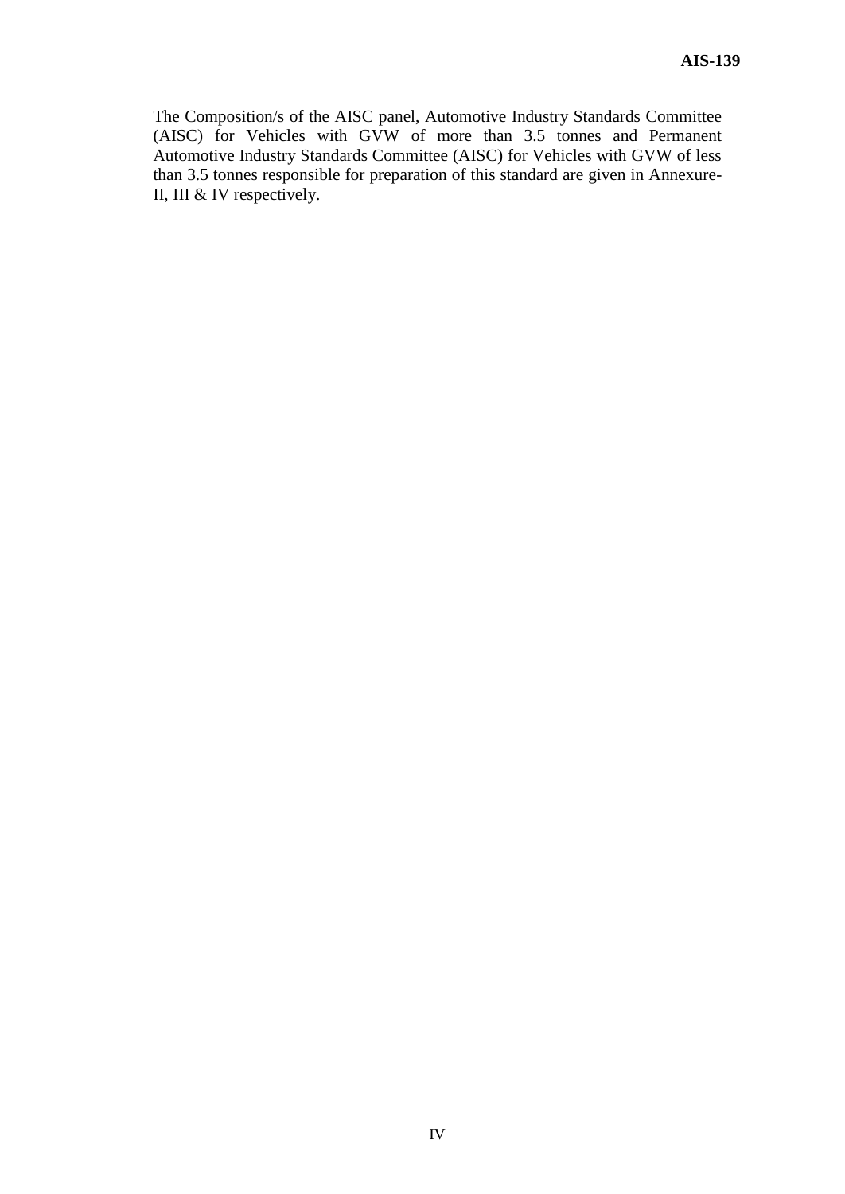The Composition/s of the AISC panel, Automotive Industry Standards Committee (AISC) for Vehicles with GVW of more than 3.5 tonnes and Permanent Automotive Industry Standards Committee (AISC) for Vehicles with GVW of less than 3.5 tonnes responsible for preparation of this standard are given in Annexure-II, III & IV respectively.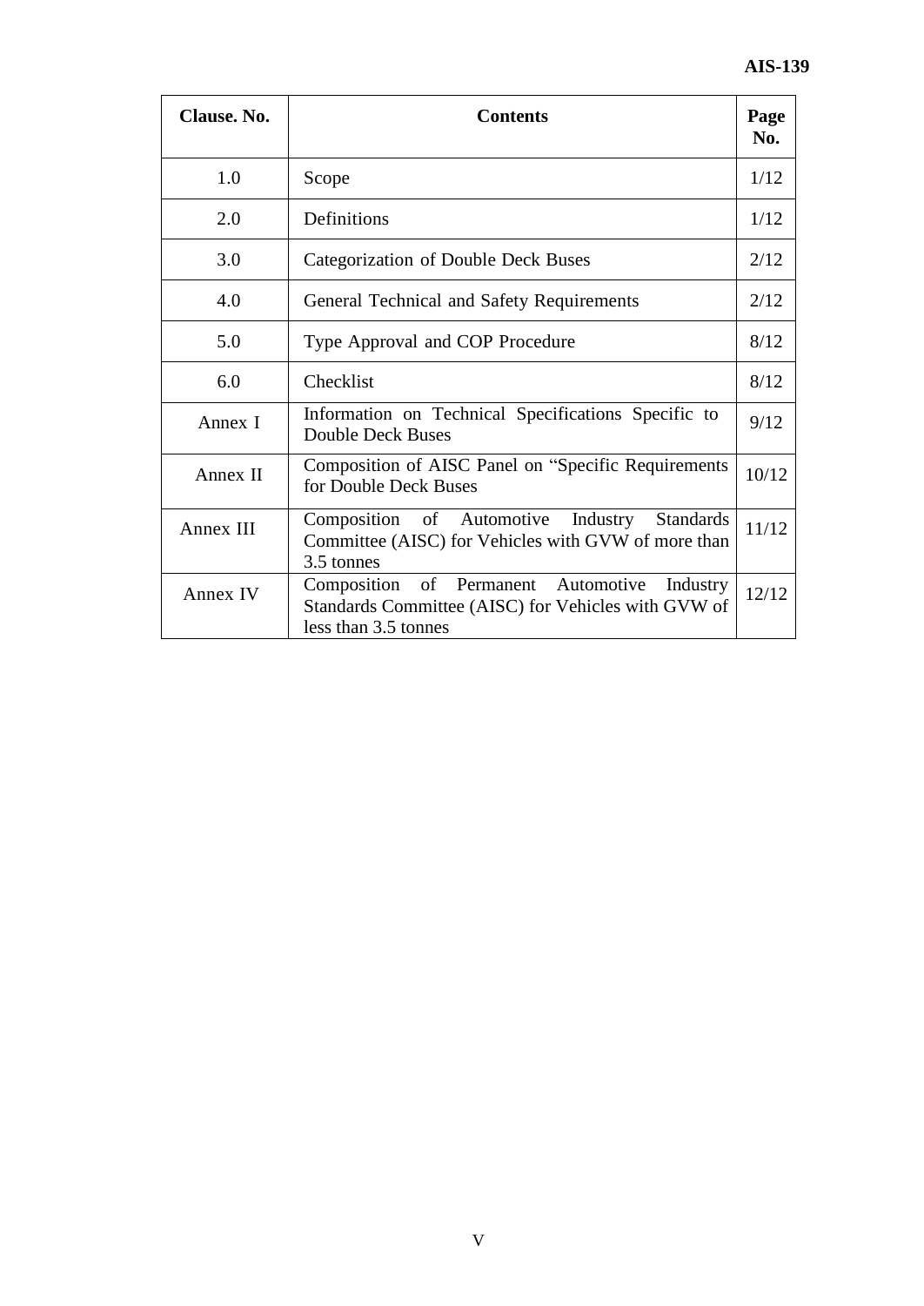| Clause. No. | Contents | Page No. |
|---|---|---|
| 1.0 | Scope | 1/12 |
| 2.0 | Definitions | 1/12 |
| 3.0 | Categorization of Double Deck Buses | 2/12 |
| 4.0 | General Technical and Safety Requirements | 2/12 |
| 5.0 | Type Approval and COP Procedure | 8/12 |
| 6.0 | Checklist | 8/12 |
| Annex I | Information on Technical Specifications Specific to Double Deck Buses | 9/12 |
| Annex II | Composition of AISC Panel on "Specific Requirements for Double Deck Buses | 10/12 |
| Annex III | Composition of Automotive Industry Standards Committee (AISC) for Vehicles with GVW of more than 3.5 tonnes | 11/12 |
| Annex IV | Composition of Permanent Automotive Industry Standards Committee (AISC) for Vehicles with GVW of less than 3.5 tonnes | 12/12 |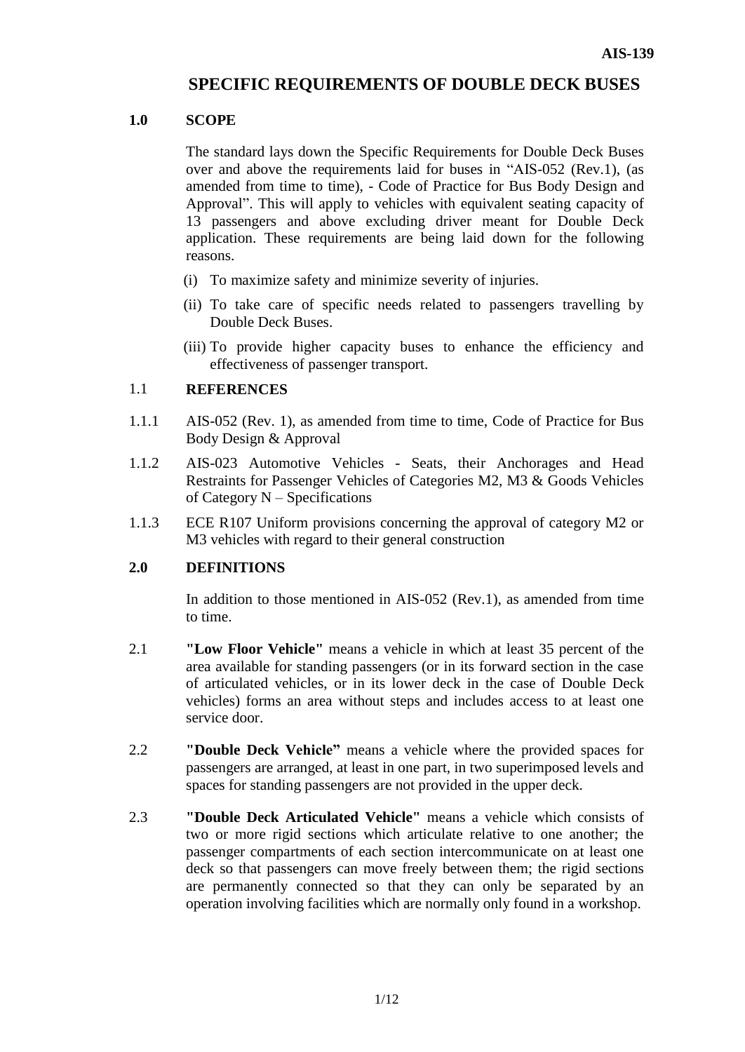## SPECIFIC REQUIREMENTS OF DOUBLE DECK BUSES

### 1.0 SCOPE

The standard lays down the Specific Requirements for Double Deck Buses over and above the requirements laid for buses in "AIS-052 (Rev.1), (as amended from time to time), - Code of Practice for Bus Body Design and Approval". This will apply to vehicles with equivalent seating capacity of 13 passengers and above excluding driver meant for Double Deck application. These requirements are being laid down for the following reasons.

(i) To maximize safety and minimize severity of injuries.

(ii) To take care of specific needs related to passengers travelling by Double Deck Buses.

(iii) To provide higher capacity buses to enhance the efficiency and effectiveness of passenger transport.

### 1.1 REFERENCES

1.1.1 AIS-052 (Rev. 1), as amended from time to time, Code of Practice for Bus Body Design & Approval

1.1.2 AIS-023 Automotive Vehicles - Seats, their Anchorages and Head Restraints for Passenger Vehicles of Categories M2, M3 & Goods Vehicles of Category N – Specifications

1.1.3 ECE R107 Uniform provisions concerning the approval of category M2 or M3 vehicles with regard to their general construction

### 2.0 DEFINITIONS

In addition to those mentioned in AIS-052 (Rev.1), as amended from time to time.

2.1 **"Low Floor Vehicle"** means a vehicle in which at least 35 percent of the area available for standing passengers (or in its forward section in the case of articulated vehicles, or in its lower deck in the case of Double Deck vehicles) forms an area without steps and includes access to at least one service door.

2.2 **"Double Deck Vehicle"** means a vehicle where the provided spaces for passengers are arranged, at least in one part, in two superimposed levels and spaces for standing passengers are not provided in the upper deck.

2.3 **"Double Deck Articulated Vehicle"** means a vehicle which consists of two or more rigid sections which articulate relative to one another; the passenger compartments of each section intercommunicate on at least one deck so that passengers can move freely between them; the rigid sections are permanently connected so that they can only be separated by an operation involving facilities which are normally only found in a workshop.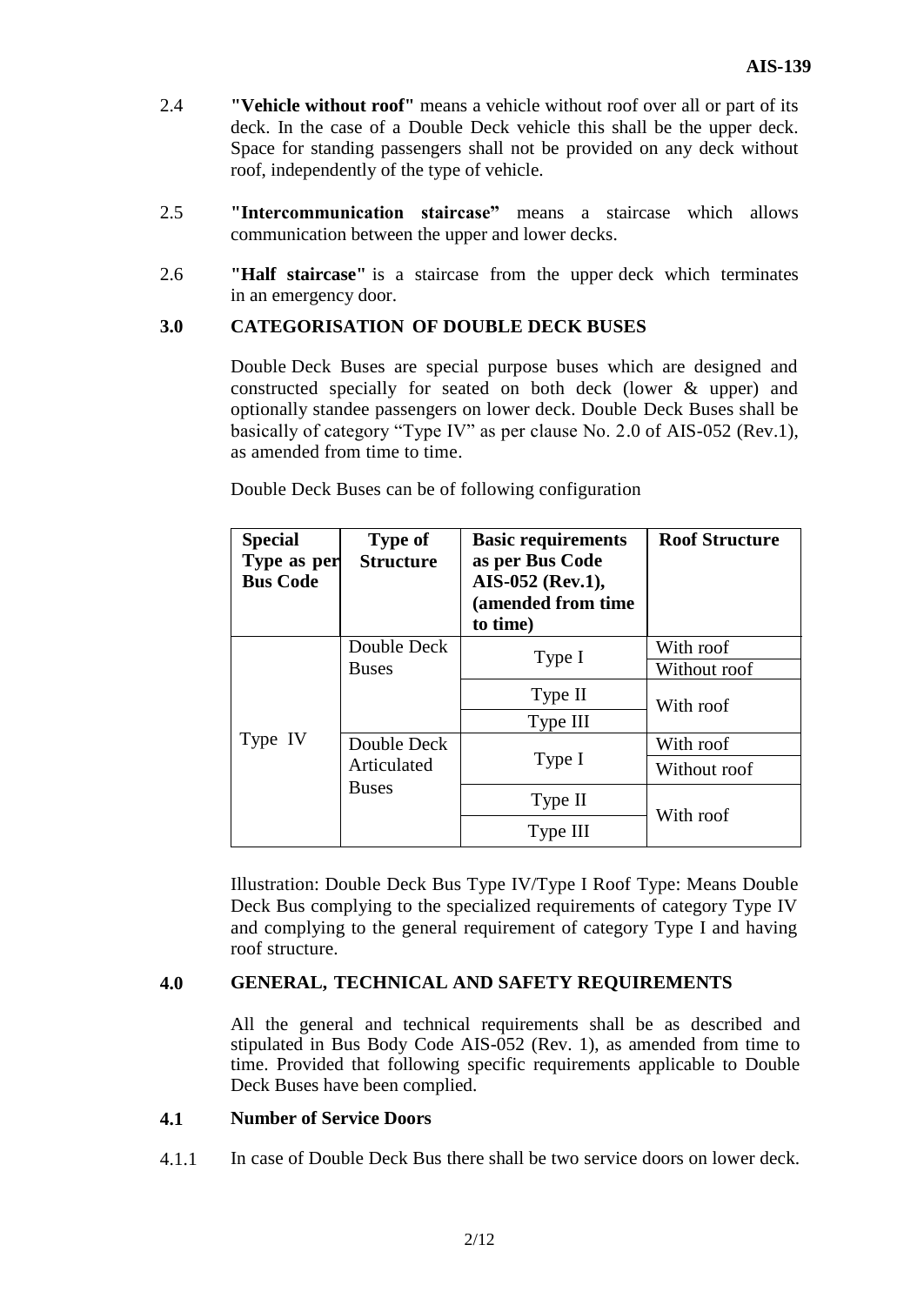2.4 **"Vehicle without roof"** means a vehicle without roof over all or part of its deck. In the case of a Double Deck vehicle this shall be the upper deck. Space for standing passengers shall not be provided on any deck without roof, independently of the type of vehicle.

2.5 **"Intercommunication staircase"** means a staircase which allows communication between the upper and lower decks.

2.6 **"Half staircase"** is a staircase from the upper deck which terminates in an emergency door.

## 3.0 CATEGORISATION OF DOUBLE DECK BUSES

Double Deck Buses are special purpose buses which are designed and constructed specially for seated on both deck (lower & upper) and optionally standee passengers on lower deck. Double Deck Buses shall be basically of category "Type IV" as per clause No. 2.0 of AIS-052 (Rev.1), as amended from time to time.

Double Deck Buses can be of following configuration

| Special Type as per Bus Code | Type of Structure | Basic requirements as per Bus Code AIS-052 (Rev.1), (amended from time to time) | Roof Structure |
|---|---|---|---|
| Type IV | Double Deck Buses | Type I | With roof |
| | | | Without roof |
| | | Type II | With roof |
| | | Type III | |
| | Double Deck Articulated Buses | Type I | With roof |
| | | | Without roof |
| | | Type II | With roof |
| | | Type III | |

Illustration: Double Deck Bus Type IV/Type I Roof Type: Means Double Deck Bus complying to the specialized requirements of category Type IV and complying to the general requirement of category Type I and having roof structure.

## 4.0 GENERAL, TECHNICAL AND SAFETY REQUIREMENTS

All the general and technical requirements shall be as described and stipulated in Bus Body Code AIS-052 (Rev. 1), as amended from time to time. Provided that following specific requirements applicable to Double Deck Buses have been complied.

### 4.1 Number of Service Doors

4.1.1 In case of Double Deck Bus there shall be two service doors on lower deck.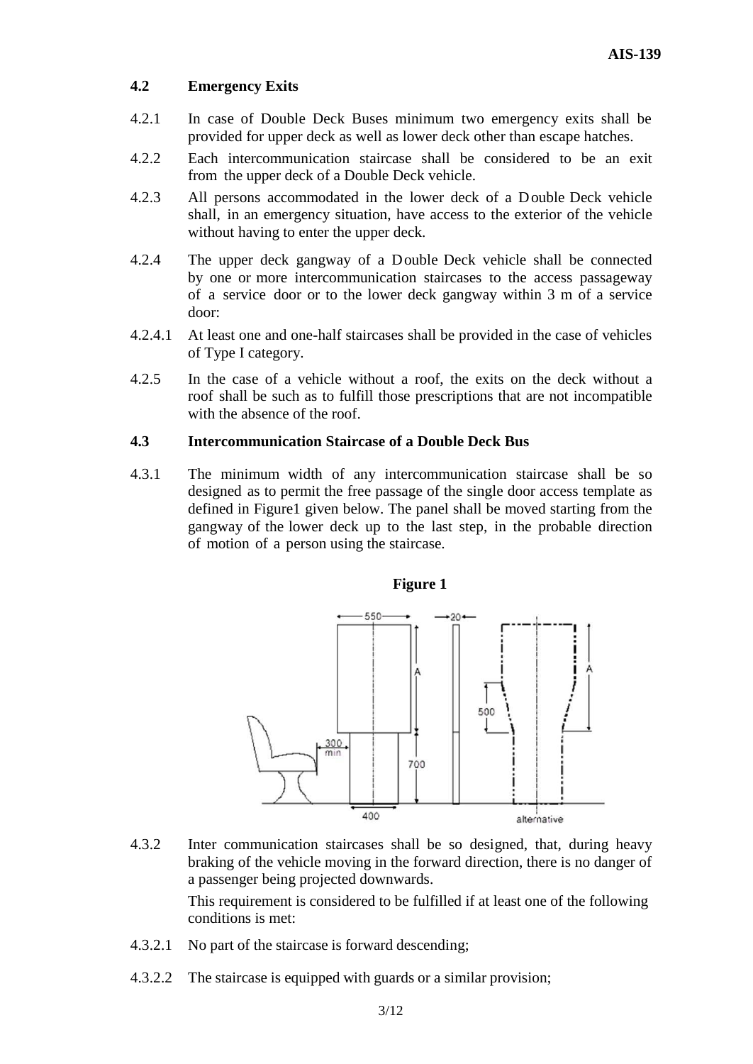### 4.2 Emergency Exits

4.2.1 In case of Double Deck Buses minimum two emergency exits shall be provided for upper deck as well as lower deck other than escape hatches.

4.2.2 Each intercommunication staircase shall be considered to be an exit from the upper deck of a Double Deck vehicle.

4.2.3 All persons accommodated in the lower deck of a Double Deck vehicle shall, in an emergency situation, have access to the exterior of the vehicle without having to enter the upper deck.

4.2.4 The upper deck gangway of a Double Deck vehicle shall be connected by one or more intercommunication staircases to the access passageway of a service door or to the lower deck gangway within 3 m of a service door:

4.2.4.1 At least one and one-half staircases shall be provided in the case of vehicles of Type I category.

4.2.5 In the case of a vehicle without a roof, the exits on the deck without a roof shall be such as to fulfill those prescriptions that are not incompatible with the absence of the roof.

### 4.3 Intercommunication Staircase of a Double Deck Bus

4.3.1 The minimum width of any intercommunication staircase shall be so designed as to permit the free passage of the single door access template as defined in Figure1 given below. The panel shall be moved starting from the gangway of the lower deck up to the last step, in the probable direction of motion of a person using the staircase.

**Figure 1**

4.3.2 Inter communication staircases shall be so designed, that, during heavy braking of the vehicle moving in the forward direction, there is no danger of a passenger being projected downwards.

This requirement is considered to be fulfilled if at least one of the following conditions is met:

4.3.2.1 No part of the staircase is forward descending;

4.3.2.2 The staircase is equipped with guards or a similar provision;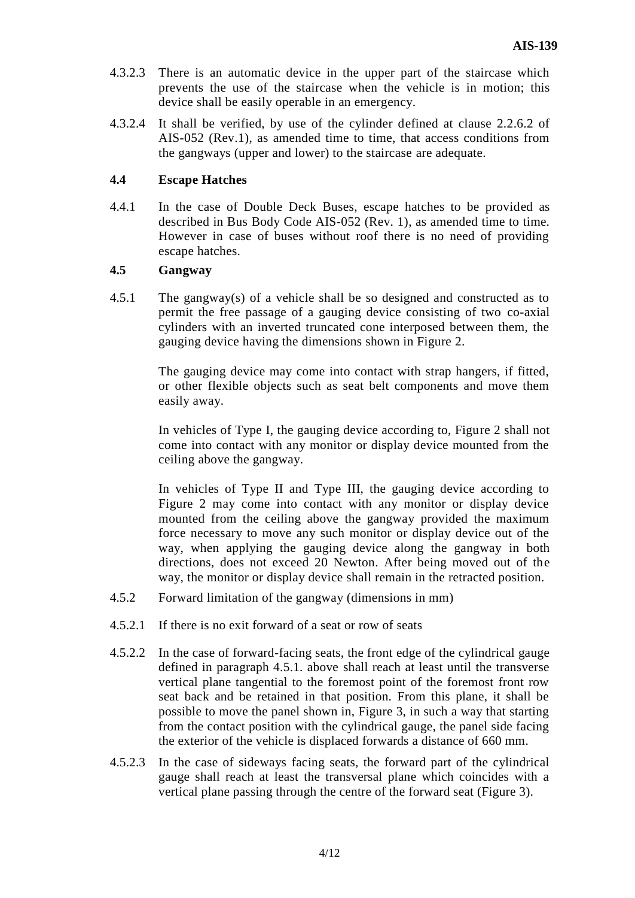4.3.2.3 There is an automatic device in the upper part of the staircase which prevents the use of the staircase when the vehicle is in motion; this device shall be easily operable in an emergency.

4.3.2.4 It shall be verified, by use of the cylinder defined at clause 2.2.6.2 of AIS-052 (Rev.1), as amended time to time, that access conditions from the gangways (upper and lower) to the staircase are adequate.

## 4.4 Escape Hatches

4.4.1 In the case of Double Deck Buses, escape hatches to be provided as described in Bus Body Code AIS-052 (Rev. 1), as amended time to time. However in case of buses without roof there is no need of providing escape hatches.

## 4.5 Gangway

4.5.1 The gangway(s) of a vehicle shall be so designed and constructed as to permit the free passage of a gauging device consisting of two co-axial cylinders with an inverted truncated cone interposed between them, the gauging device having the dimensions shown in Figure 2.

The gauging device may come into contact with strap hangers, if fitted, or other flexible objects such as seat belt components and move them easily away.

In vehicles of Type I, the gauging device according to, Figure 2 shall not come into contact with any monitor or display device mounted from the ceiling above the gangway.

In vehicles of Type II and Type III, the gauging device according to Figure 2 may come into contact with any monitor or display device mounted from the ceiling above the gangway provided the maximum force necessary to move any such monitor or display device out of the way, when applying the gauging device along the gangway in both directions, does not exceed 20 Newton. After being moved out of the way, the monitor or display device shall remain in the retracted position.

4.5.2 Forward limitation of the gangway (dimensions in mm)

4.5.2.1 If there is no exit forward of a seat or row of seats

4.5.2.2 In the case of forward-facing seats, the front edge of the cylindrical gauge defined in paragraph 4.5.1. above shall reach at least until the transverse vertical plane tangential to the foremost point of the foremost front row seat back and be retained in that position. From this plane, it shall be possible to move the panel shown in, Figure 3, in such a way that starting from the contact position with the cylindrical gauge, the panel side facing the exterior of the vehicle is displaced forwards a distance of 660 mm.

4.5.2.3 In the case of sideways facing seats, the forward part of the cylindrical gauge shall reach at least the transversal plane which coincides with a vertical plane passing through the centre of the forward seat (Figure 3).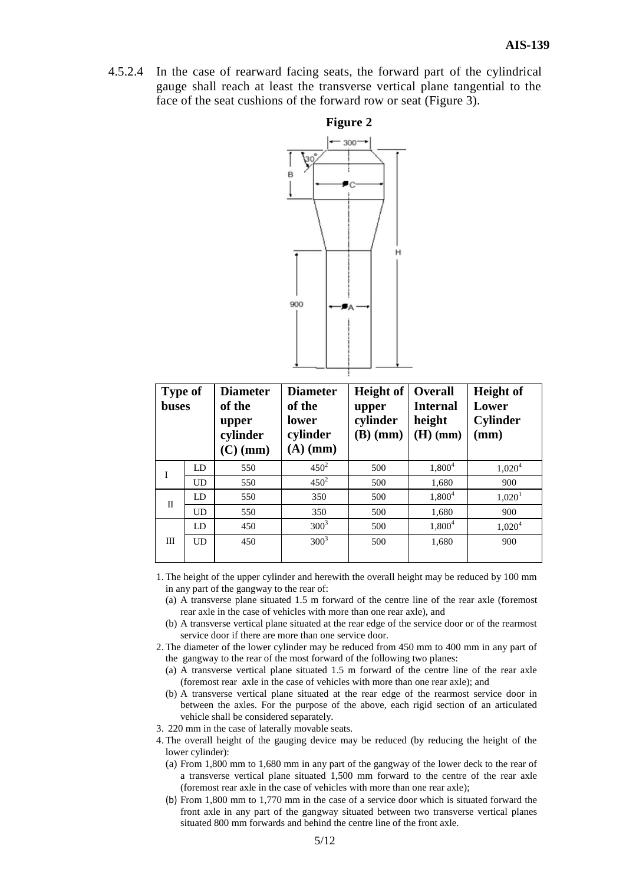4.5.2.4 In the case of rearward facing seats, the forward part of the cylindrical gauge shall reach at least the transverse vertical plane tangential to the face of the seat cushions of the forward row or seat (Figure 3).

**Figure 2**

| Type of buses | | Diameter of the upper cylinder (C) (mm) | Diameter of the lower cylinder (A) (mm) | Height of upper cylinder (B) (mm) | Overall Internal height (H) (mm) | Height of Lower Cylinder (mm) |
|---|---|---|---|---|---|---|
| I | LD | 550 | 450[2] | 500 | 1,800[4] | 1,020[4] |
| | UD | 550 | 450[2] | 500 | 1,680 | 900 |
| II | LD | 550 | 350 | 500 | 1,800[4] | 1,020[1] |
| | UD | 550 | 350 | 500 | 1,680 | 900 |
| III | LD | 450 | 300[3] | 500 | 1,800[4] | 1,020[4] |
| | UD | 450 | 300[3] | 500 | 1,680 | 900 |

1. The height of the upper cylinder and herewith the overall height may be reduced by 100 mm in any part of the gangway to the rear of:
   (a) A transverse plane situated 1.5 m forward of the centre line of the rear axle (foremost rear axle in the case of vehicles with more than one rear axle), and
   (b) A transverse vertical plane situated at the rear edge of the service door or of the rearmost service door if there are more than one service door.
2. The diameter of the lower cylinder may be reduced from 450 mm to 400 mm in any part of the gangway to the rear of the most forward of the following two planes:
   (a) A transverse vertical plane situated 1.5 m forward of the centre line of the rear axle (foremost rear axle in the case of vehicles with more than one rear axle); and
   (b) A transverse vertical plane situated at the rear edge of the rearmost service door in between the axles. For the purpose of the above, each rigid section of an articulated vehicle shall be considered separately.
3. 220 mm in the case of laterally movable seats.
4. The overall height of the gauging device may be reduced (by reducing the height of the lower cylinder):
   (a) From 1,800 mm to 1,680 mm in any part of the gangway of the lower deck to the rear of a transverse vertical plane situated 1,500 mm forward to the centre of the rear axle (foremost rear axle in the case of vehicles with more than one rear axle);
   (b) From 1,800 mm to 1,770 mm in the case of a service door which is situated forward the front axle in any part of the gangway situated between two transverse vertical planes situated 800 mm forwards and behind the centre line of the front axle.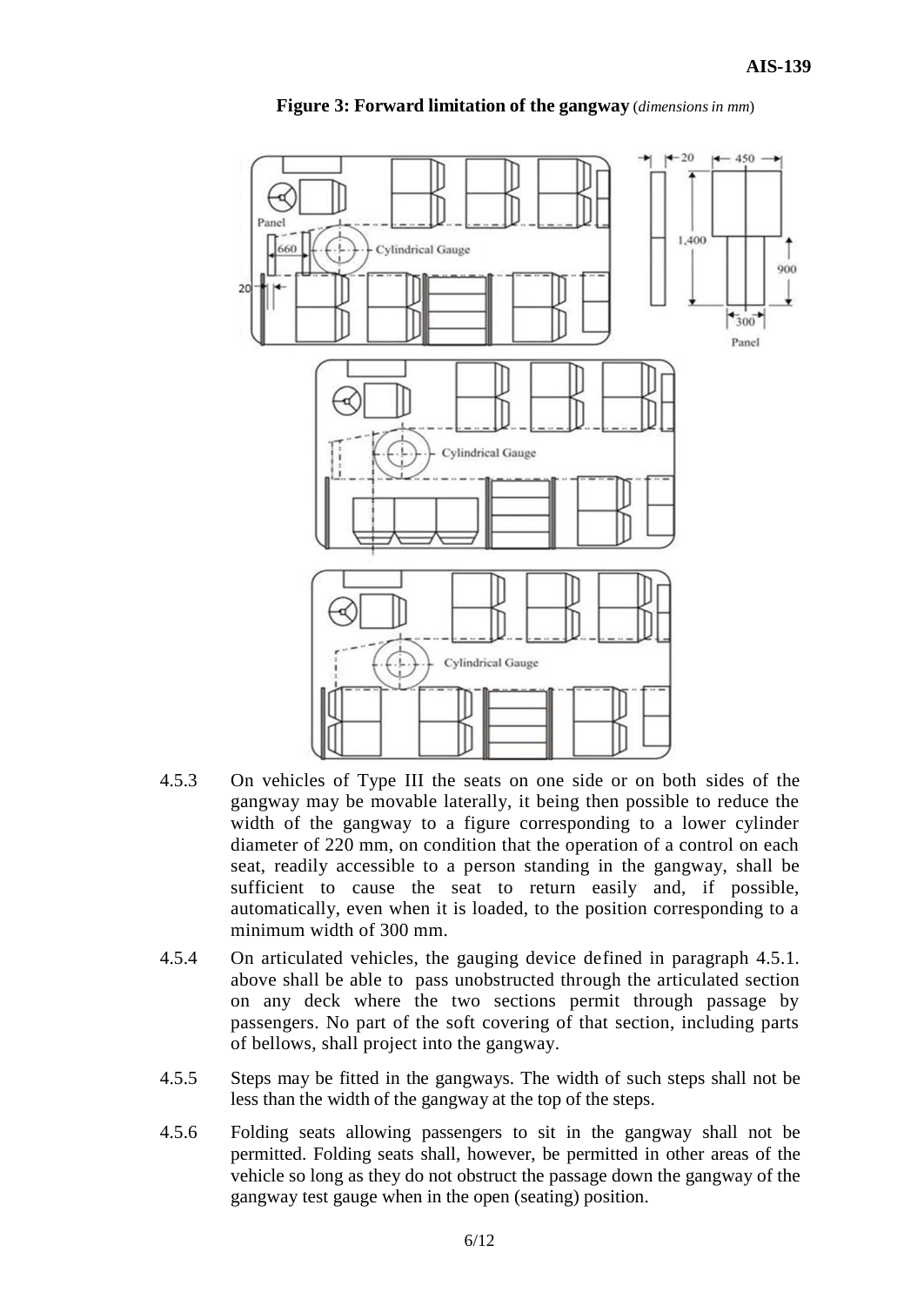**Figure 3: Forward limitation of the gangway** (*dimensions in mm*)

4.5.3 On vehicles of Type III the seats on one side or on both sides of the gangway may be movable laterally, it being then possible to reduce the width of the gangway to a figure corresponding to a lower cylinder diameter of 220 mm, on condition that the operation of a control on each seat, readily accessible to a person standing in the gangway, shall be sufficient to cause the seat to return easily and, if possible, automatically, even when it is loaded, to the position corresponding to a minimum width of 300 mm.

4.5.4 On articulated vehicles, the gauging device defined in paragraph 4.5.1. above shall be able to pass unobstructed through the articulated section on any deck where the two sections permit through passage by passengers. No part of the soft covering of that section, including parts of bellows, shall project into the gangway.

4.5.5 Steps may be fitted in the gangways. The width of such steps shall not be less than the width of the gangway at the top of the steps.

4.5.6 Folding seats allowing passengers to sit in the gangway shall not be permitted. Folding seats shall, however, be permitted in other areas of the vehicle so long as they do not obstruct the passage down the gangway of the gangway test gauge when in the open (seating) position.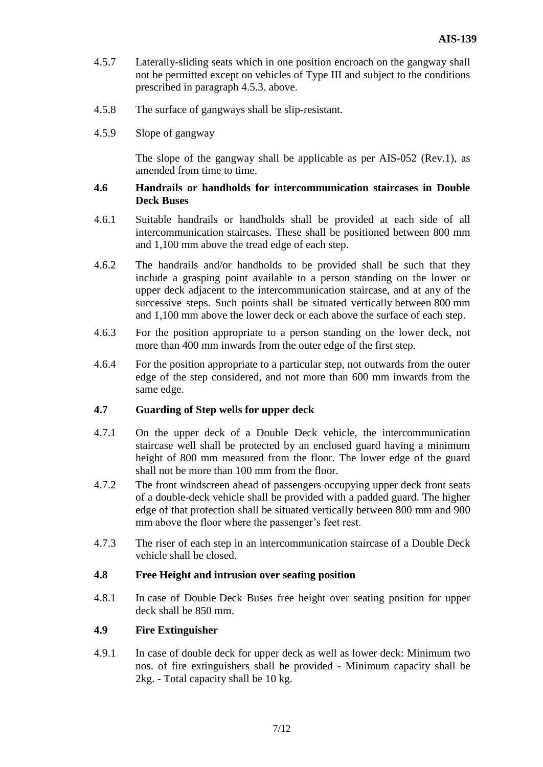4.5.7 Laterally-sliding seats which in one position encroach on the gangway shall not be permitted except on vehicles of Type III and subject to the conditions prescribed in paragraph 4.5.3. above.

4.5.8 The surface of gangways shall be slip-resistant.

4.5.9 Slope of gangway

The slope of the gangway shall be applicable as per AIS-052 (Rev.1), as amended from time to time.

**4.6 Handrails or handholds for intercommunication staircases in Double Deck Buses**

4.6.1 Suitable handrails or handholds shall be provided at each side of all intercommunication staircases. These shall be positioned between 800 mm and 1,100 mm above the tread edge of each step.

4.6.2 The handrails and/or handholds to be provided shall be such that they include a grasping point available to a person standing on the lower or upper deck adjacent to the intercommunication staircase, and at any of the successive steps. Such points shall be situated vertically between 800 mm and 1,100 mm above the lower deck or each above the surface of each step.

4.6.3 For the position appropriate to a person standing on the lower deck, not more than 400 mm inwards from the outer edge of the first step.

4.6.4 For the position appropriate to a particular step, not outwards from the outer edge of the step considered, and not more than 600 mm inwards from the same edge.

**4.7 Guarding of Step wells for upper deck**

4.7.1 On the upper deck of a Double Deck vehicle, the intercommunication staircase well shall be protected by an enclosed guard having a minimum height of 800 mm measured from the floor. The lower edge of the guard shall not be more than 100 mm from the floor.

4.7.2 The front windscreen ahead of passengers occupying upper deck front seats of a double-deck vehicle shall be provided with a padded guard. The higher edge of that protection shall be situated vertically between 800 mm and 900 mm above the floor where the passenger's feet rest.

4.7.3 The riser of each step in an intercommunication staircase of a Double Deck vehicle shall be closed.

**4.8 Free Height and intrusion over seating position**

4.8.1 In case of Double Deck Buses free height over seating position for upper deck shall be 850 mm.

**4.9 Fire Extinguisher**

4.9.1 In case of double deck for upper deck as well as lower deck: Minimum two nos. of fire extinguishers shall be provided - Minimum capacity shall be 2kg. - Total capacity shall be 10 kg.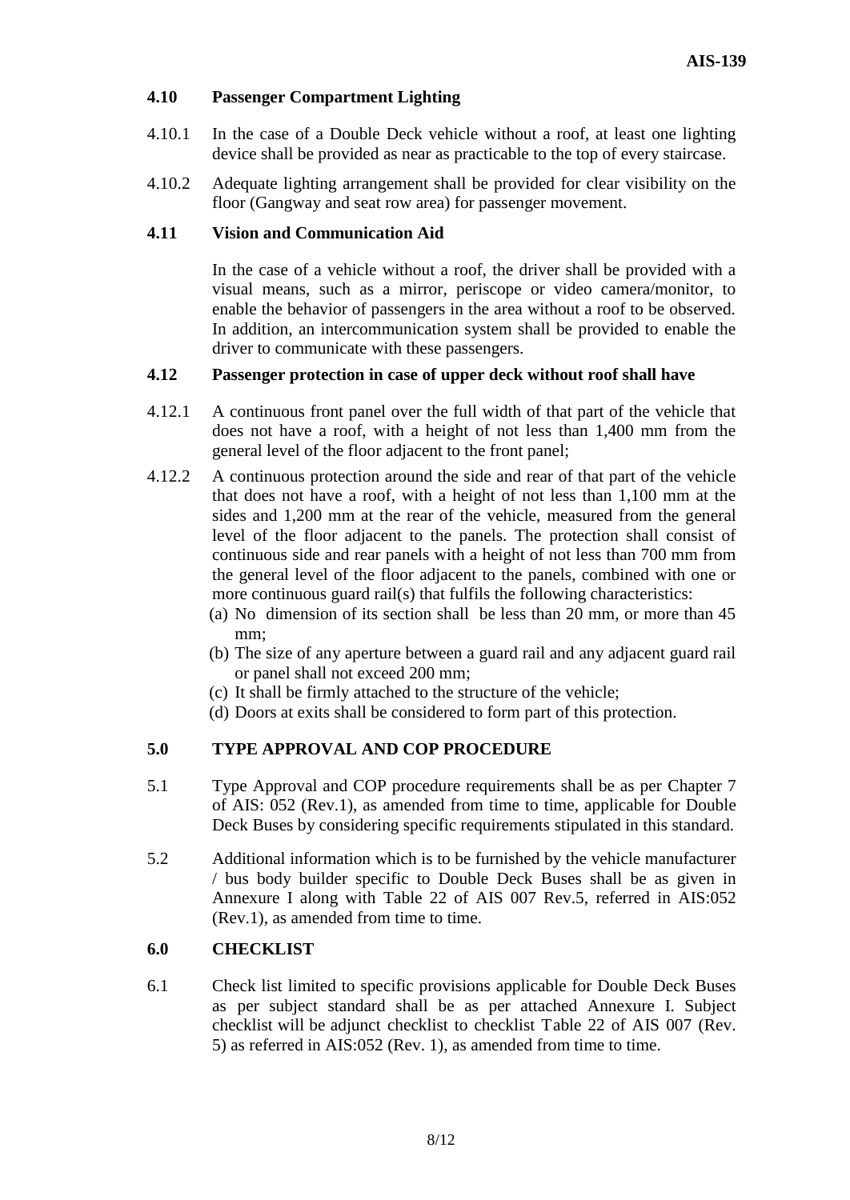### 4.10 Passenger Compartment Lighting

4.10.1 In the case of a Double Deck vehicle without a roof, at least one lighting device shall be provided as near as practicable to the top of every staircase.

4.10.2 Adequate lighting arrangement shall be provided for clear visibility on the floor (Gangway and seat row area) for passenger movement.

### 4.11 Vision and Communication Aid

In the case of a vehicle without a roof, the driver shall be provided with a visual means, such as a mirror, periscope or video camera/monitor, to enable the behavior of passengers in the area without a roof to be observed. In addition, an intercommunication system shall be provided to enable the driver to communicate with these passengers.

### 4.12 Passenger protection in case of upper deck without roof shall have

4.12.1 A continuous front panel over the full width of that part of the vehicle that does not have a roof, with a height of not less than 1,400 mm from the general level of the floor adjacent to the front panel;

4.12.2 A continuous protection around the side and rear of that part of the vehicle that does not have a roof, with a height of not less than 1,100 mm at the sides and 1,200 mm at the rear of the vehicle, measured from the general level of the floor adjacent to the panels. The protection shall consist of continuous side and rear panels with a height of not less than 700 mm from the general level of the floor adjacent to the panels, combined with one or more continuous guard rail(s) that fulfils the following characteristics:

(a) No dimension of its section shall be less than 20 mm, or more than 45 mm;
(b) The size of any aperture between a guard rail and any adjacent guard rail or panel shall not exceed 200 mm;
(c) It shall be firmly attached to the structure of the vehicle;
(d) Doors at exits shall be considered to form part of this protection.

## 5.0 TYPE APPROVAL AND COP PROCEDURE

5.1 Type Approval and COP procedure requirements shall be as per Chapter 7 of AIS: 052 (Rev.1), as amended from time to time, applicable for Double Deck Buses by considering specific requirements stipulated in this standard.

5.2 Additional information which is to be furnished by the vehicle manufacturer / bus body builder specific to Double Deck Buses shall be as given in Annexure I along with Table 22 of AIS 007 Rev.5, referred in AIS:052 (Rev.1), as amended from time to time.

## 6.0 CHECKLIST

6.1 Check list limited to specific provisions applicable for Double Deck Buses as per subject standard shall be as per attached Annexure I. Subject checklist will be adjunct checklist to checklist Table 22 of AIS 007 (Rev. 5) as referred in AIS:052 (Rev. 1), as amended from time to time.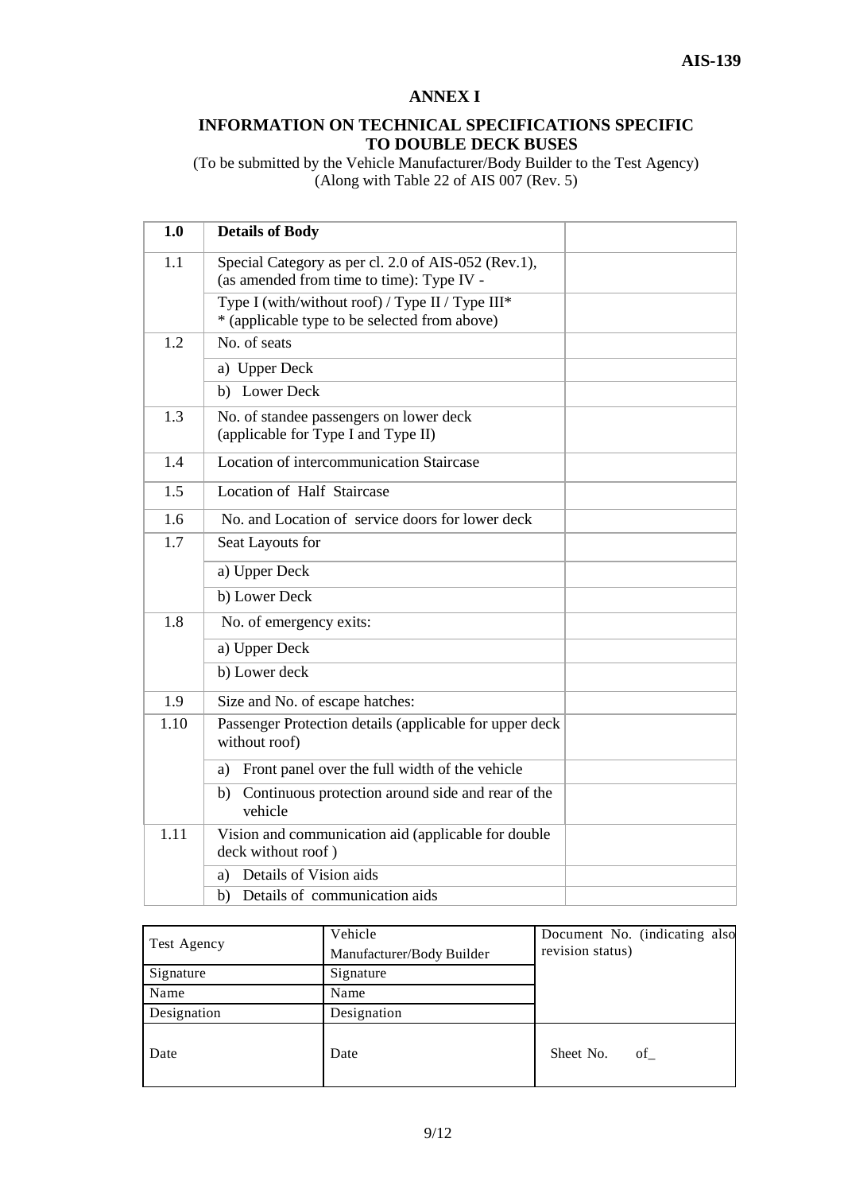# ANNEX I

## INFORMATION ON TECHNICAL SPECIFICATIONS SPECIFIC TO DOUBLE DECK BUSES

(To be submitted by the Vehicle Manufacturer/Body Builder to the Test Agency)
(Along with Table 22 of AIS 007 (Rev. 5)

| **1.0** | **Details of Body** | |
|---|---|---|
| 1.1 | Special Category as per cl. 2.0 of AIS-052 (Rev.1), (as amended from time to time): Type IV - | |
| | Type I (with/without roof) / Type II / Type III* <br> * (applicable type to be selected from above) | |
| 1.2 | No. of seats | |
| | a) Upper Deck | |
| | b) Lower Deck | |
| 1.3 | No. of standee passengers on lower deck (applicable for Type I and Type II) | |
| 1.4 | Location of intercommunication Staircase | |
| 1.5 | Location of Half Staircase | |
| 1.6 | No. and Location of service doors for lower deck | |
| 1.7 | Seat Layouts for | |
| | a) Upper Deck | |
| | b) Lower Deck | |
| 1.8 | No. of emergency exits: | |
| | a) Upper Deck | |
| | b) Lower deck | |
| 1.9 | Size and No. of escape hatches: | |
| 1.10 | Passenger Protection details (applicable for upper deck without roof) | |
| | a) Front panel over the full width of the vehicle | |
| | b) Continuous protection around side and rear of the vehicle | |
| 1.11 | Vision and communication aid (applicable for double deck without roof ) | |
| | a) Details of Vision aids | |
| | b) Details of communication aids | |

| Test Agency | Vehicle Manufacturer/Body Builder | Document No. (indicating also revision status) |
|---|---|---|
| Signature | Signature | |
| Name | Name | |
| Designation | Designation | |
| Date | Date | Sheet No. of_ |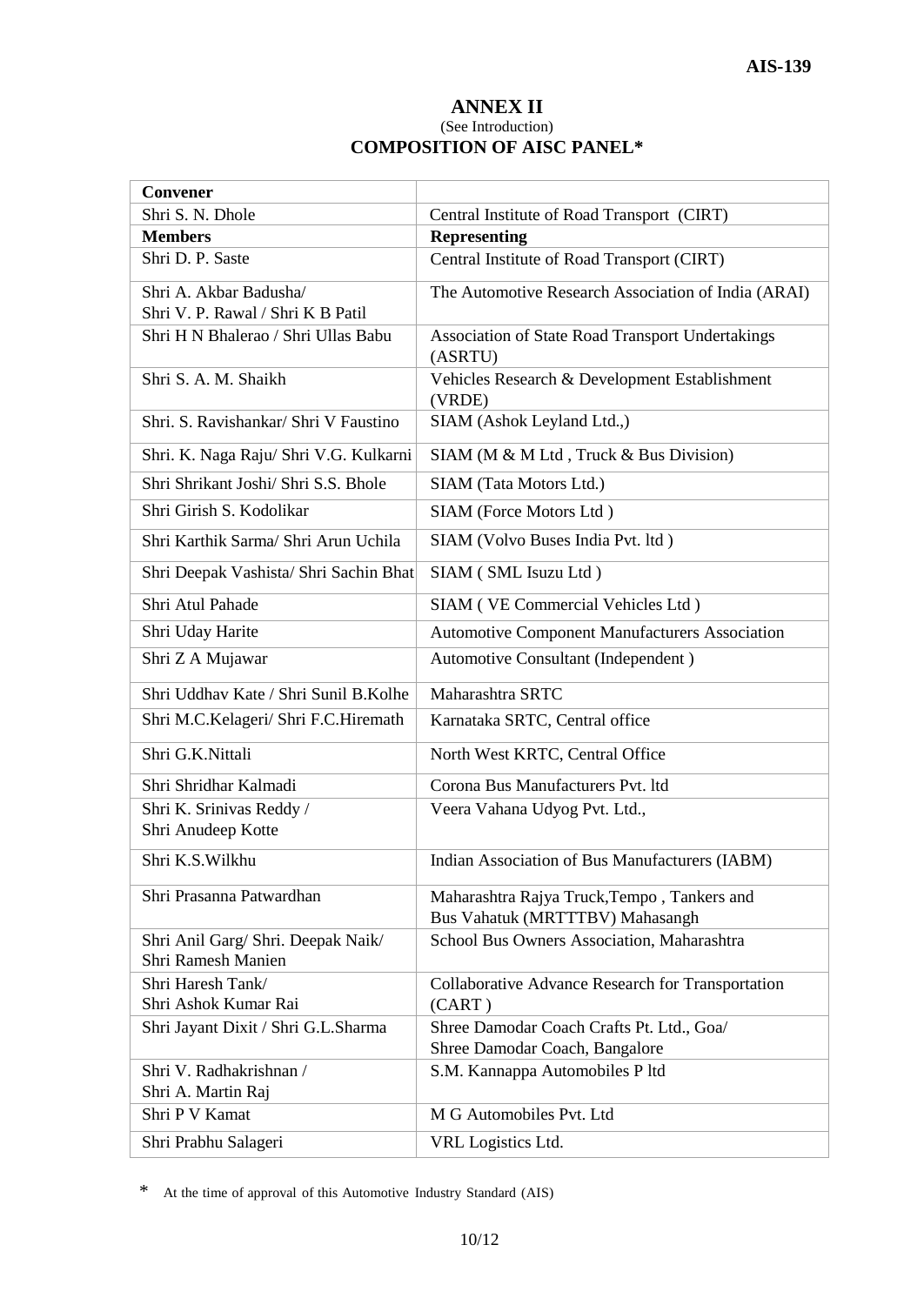# ANNEX II

(See Introduction)

## COMPOSITION OF AISC PANEL*

| **Convener** | |
|---|---|
| Shri S. N. Dhole | Central Institute of Road Transport (CIRT) |
| **Members** | **Representing** |
| Shri D. P. Saste | Central Institute of Road Transport (CIRT) |
| Shri A. Akbar Badusha/ Shri V. P. Rawal / Shri K B Patil | The Automotive Research Association of India (ARAI) |
| Shri H N Bhalerao / Shri Ullas Babu | Association of State Road Transport Undertakings (ASRTU) |
| Shri S. A. M. Shaikh | Vehicles Research & Development Establishment (VRDE) |
| Shri. S. Ravishankar/ Shri V Faustino | SIAM (Ashok Leyland Ltd.,) |
| Shri. K. Naga Raju/ Shri V.G. Kulkarni | SIAM (M & M Ltd , Truck & Bus Division) |
| Shri Shrikant Joshi/ Shri S.S. Bhole | SIAM (Tata Motors Ltd.) |
| Shri Girish S. Kodolikar | SIAM (Force Motors Ltd ) |
| Shri Karthik Sarma/ Shri Arun Uchila | SIAM (Volvo Buses India Pvt. ltd ) |
| Shri Deepak Vashista/ Shri Sachin Bhat | SIAM ( SML Isuzu Ltd ) |
| Shri Atul Pahade | SIAM ( VE Commercial Vehicles Ltd ) |
| Shri Uday Harite | Automotive Component Manufacturers Association |
| Shri Z A Mujawar | Automotive Consultant (Independent ) |
| Shri Uddhav Kate / Shri Sunil B.Kolhe | Maharashtra SRTC |
| Shri M.C.Kelageri/ Shri F.C.Hiremath | Karnataka SRTC, Central office |
| Shri G.K.Nittali | North West KRTC, Central Office |
| Shri Shridhar Kalmadi | Corona Bus Manufacturers Pvt. ltd |
| Shri K. Srinivas Reddy / Shri Anudeep Kotte | Veera Vahana Udyog Pvt. Ltd., |
| Shri K.S.Wilkhu | Indian Association of Bus Manufacturers (IABM) |
| Shri Prasanna Patwardhan | Maharashtra Rajya Truck,Tempo , Tankers and Bus Vahatuk (MRTTTBV) Mahasangh |
| Shri Anil Garg/ Shri. Deepak Naik/ Shri Ramesh Manien | School Bus Owners Association, Maharashtra |
| Shri Haresh Tank/ Shri Ashok Kumar Rai | Collaborative Advance Research for Transportation (CART ) |
| Shri Jayant Dixit / Shri G.L.Sharma | Shree Damodar Coach Crafts Pt. Ltd., Goa/ Shree Damodar Coach, Bangalore |
| Shri V. Radhakrishnan / Shri A. Martin Raj | S.M. Kannappa Automobiles P ltd |
| Shri P V Kamat | M G Automobiles Pvt. Ltd |
| Shri Prabhu Salageri | VRL Logistics Ltd. |

\* At the time of approval of this Automotive Industry Standard (AIS)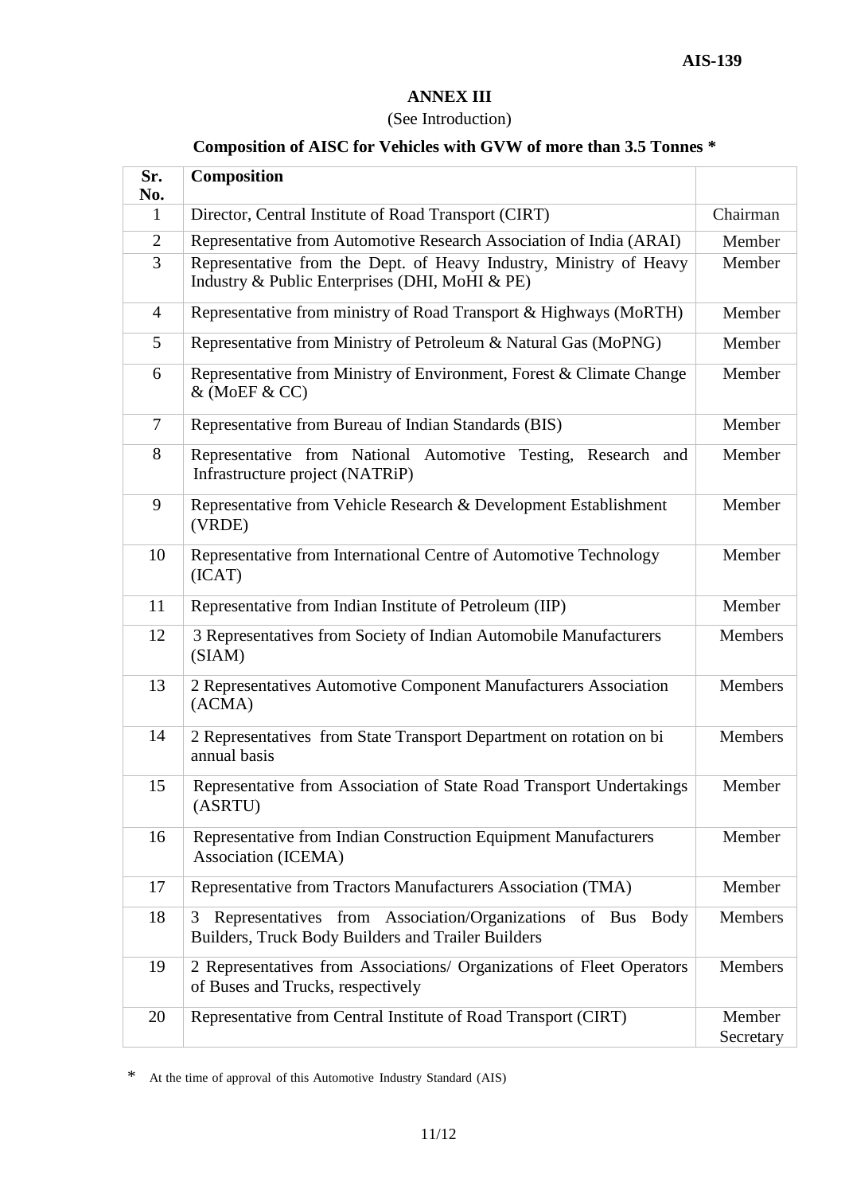## ANNEX III

(See Introduction)

### Composition of AISC for Vehicles with GVW of more than 3.5 Tonnes *

| Sr. No. | Composition | |
|---|---|---|
| 1 | Director, Central Institute of Road Transport (CIRT) | Chairman |
| 2 | Representative from Automotive Research Association of India (ARAI) | Member |
| 3 | Representative from the Dept. of Heavy Industry, Ministry of Heavy Industry & Public Enterprises (DHI, MoHI & PE) | Member |
| 4 | Representative from ministry of Road Transport & Highways (MoRTH) | Member |
| 5 | Representative from Ministry of Petroleum & Natural Gas (MoPNG) | Member |
| 6 | Representative from Ministry of Environment, Forest & Climate Change & (MoEF & CC) | Member |
| 7 | Representative from Bureau of Indian Standards (BIS) | Member |
| 8 | Representative from National Automotive Testing, Research and Infrastructure project (NATRiP) | Member |
| 9 | Representative from Vehicle Research & Development Establishment (VRDE) | Member |
| 10 | Representative from International Centre of Automotive Technology (ICAT) | Member |
| 11 | Representative from Indian Institute of Petroleum (IIP) | Member |
| 12 | 3 Representatives from Society of Indian Automobile Manufacturers (SIAM) | Members |
| 13 | 2 Representatives Automotive Component Manufacturers Association (ACMA) | Members |
| 14 | 2 Representatives from State Transport Department on rotation on bi annual basis | Members |
| 15 | Representative from Association of State Road Transport Undertakings (ASRTU) | Member |
| 16 | Representative from Indian Construction Equipment Manufacturers Association (ICEMA) | Member |
| 17 | Representative from Tractors Manufacturers Association (TMA) | Member |
| 18 | 3 Representatives from Association/Organizations of Bus Body Builders, Truck Body Builders and Trailer Builders | Members |
| 19 | 2 Representatives from Associations/ Organizations of Fleet Operators of Buses and Trucks, respectively | Members |
| 20 | Representative from Central Institute of Road Transport (CIRT) | Member Secretary |

\* At the time of approval of this Automotive Industry Standard (AIS)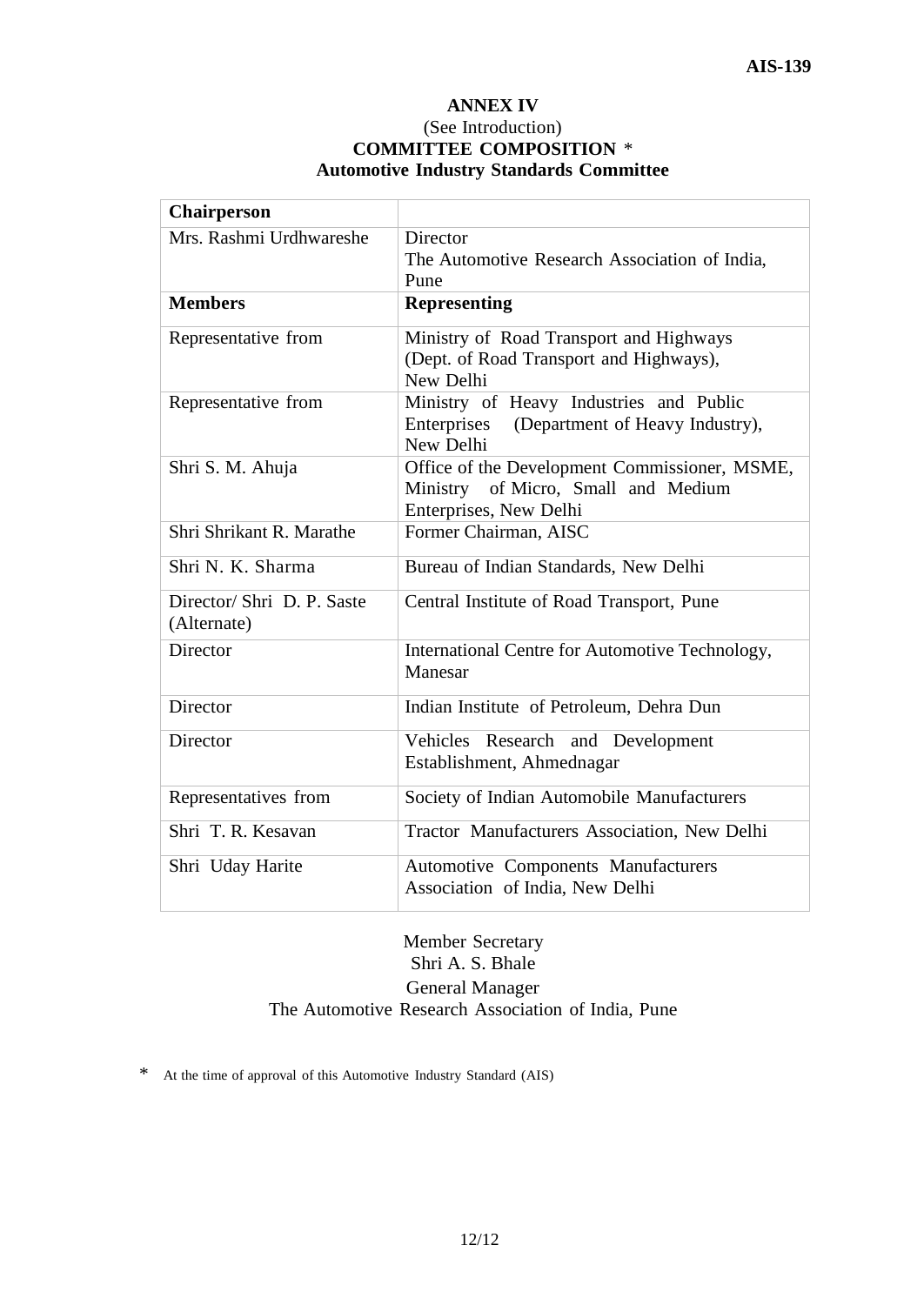**ANNEX IV**

(See Introduction)

**COMMITTEE COMPOSITION** *

**Automotive Industry Standards Committee**

| **Chairperson** | |
|---|---|
| Mrs. Rashmi Urdhwareshe | Director<br>The Automotive Research Association of India, Pune |
| **Members** | **Representing** |
| Representative from | Ministry of Road Transport and Highways (Dept. of Road Transport and Highways), New Delhi |
| Representative from | Ministry of Heavy Industries and Public Enterprises (Department of Heavy Industry), New Delhi |
| Shri S. M. Ahuja | Office of the Development Commissioner, MSME, Ministry of Micro, Small and Medium Enterprises, New Delhi |
| Shri Shrikant R. Marathe | Former Chairman, AISC |
| Shri N. K. Sharma | Bureau of Indian Standards, New Delhi |
| Director/ Shri D. P. Saste (Alternate) | Central Institute of Road Transport, Pune |
| Director | International Centre for Automotive Technology, Manesar |
| Director | Indian Institute of Petroleum, Dehra Dun |
| Director | Vehicles Research and Development Establishment, Ahmednagar |
| Representatives from | Society of Indian Automobile Manufacturers |
| Shri T. R. Kesavan | Tractor Manufacturers Association, New Delhi |
| Shri Uday Harite | Automotive Components Manufacturers Association of India, New Delhi |

Member Secretary
Shri A. S. Bhale
General Manager
The Automotive Research Association of India, Pune

\* At the time of approval of this Automotive Industry Standard (AIS)